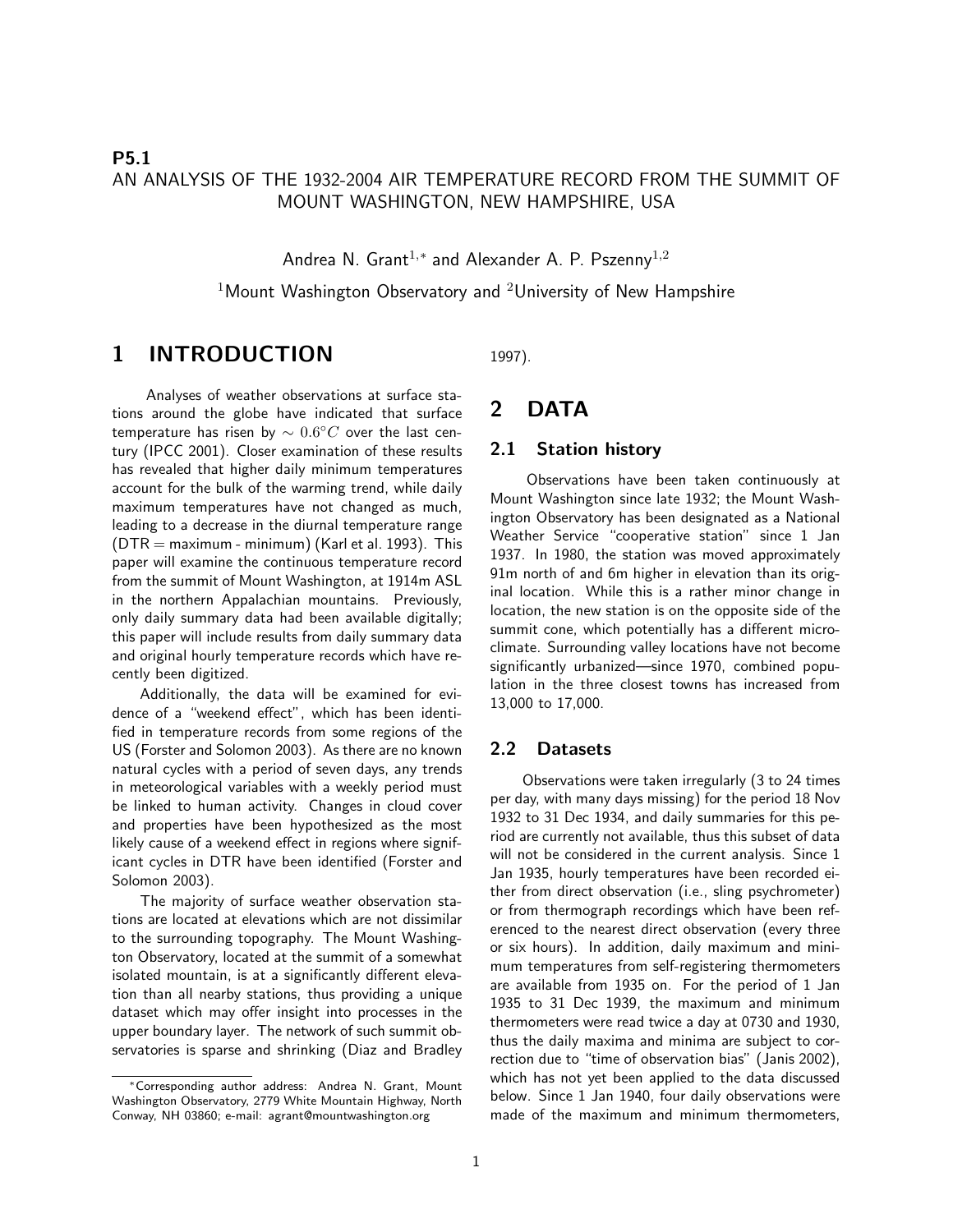**P5.1**

# AN ANALYSIS OF THE 1932-2004 AIR TEMPERATURE RECORD FROM THE SUMMIT OF MOUNT WASHINGTON, NEW HAMPSHIRE, USA

Andrea N. Grant[1,*] and Alexander A. P. Pszenny[1,2]

[1]Mount Washington Observatory and [2]University of New Hampshire

## 1 INTRODUCTION

Analyses of weather observations at surface stations around the globe have indicated that surface temperature has risen by $\sim 0.6°C$ over the last century (IPCC 2001). Closer examination of these results has revealed that higher daily minimum temperatures account for the bulk of the warming trend, while daily maximum temperatures have not changed as much, leading to a decrease in the diurnal temperature range (DTR = maximum - minimum) (Karl et al. 1993). This paper will examine the continuous temperature record from the summit of Mount Washington, at 1914m ASL in the northern Appalachian mountains. Previously, only daily summary data had been available digitally; this paper will include results from daily summary data and original hourly temperature records which have recently been digitized.

Additionally, the data will be examined for evidence of a "weekend effect", which has been identified in temperature records from some regions of the US (Forster and Solomon 2003). As there are no known natural cycles with a period of seven days, any trends in meteorological variables with a weekly period must be linked to human activity. Changes in cloud cover and properties have been hypothesized as the most likely cause of a weekend effect in regions where significant cycles in DTR have been identified (Forster and Solomon 2003).

The majority of surface weather observation stations are located at elevations which are not dissimilar to the surrounding topography. The Mount Washington Observatory, located at the summit of a somewhat isolated mountain, is at a significantly different elevation than all nearby stations, thus providing a unique dataset which may offer insight into processes in the upper boundary layer. The network of such summit observatories is sparse and shrinking (Diaz and Bradley 1997).

## 2 DATA

### 2.1 Station history

Observations have been taken continuously at Mount Washington since late 1932; the Mount Washington Observatory has been designated as a National Weather Service "cooperative station" since 1 Jan 1937. In 1980, the station was moved approximately 91m north of and 6m higher in elevation than its original location. While this is a rather minor change in location, the new station is on the opposite side of the summit cone, which potentially has a different microclimate. Surrounding valley locations have not become significantly urbanized—since 1970, combined population in the three closest towns has increased from 13,000 to 17,000.

### 2.2 Datasets

Observations were taken irregularly (3 to 24 times per day, with many days missing) for the period 18 Nov 1932 to 31 Dec 1934, and daily summaries for this period are currently not available, thus this subset of data will not be considered in the current analysis. Since 1 Jan 1935, hourly temperatures have been recorded either from direct observation (i.e., sling psychrometer) or from thermograph recordings which have been referenced to the nearest direct observation (every three or six hours). In addition, daily maximum and minimum temperatures from self-registering thermometers are available from 1935 on. For the period of 1 Jan 1935 to 31 Dec 1939, the maximum and minimum thermometers were read twice a day at 0730 and 1930, thus the daily maxima and minima are subject to correction due to "time of observation bias" (Janis 2002), which has not yet been applied to the data discussed below. Since 1 Jan 1940, four daily observations were made of the maximum and minimum thermometers,

*Corresponding author address: Andrea N. Grant, Mount Washington Observatory, 2779 White Mountain Highway, North Conway, NH 03860; e-mail: agrant@mountwashington.org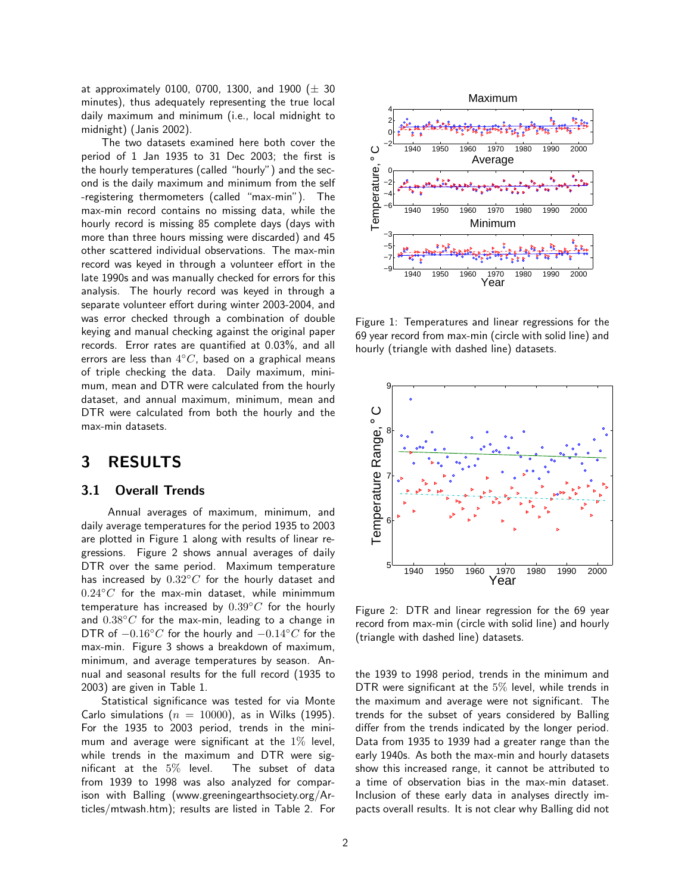at approximately 0100, 0700, 1300, and 1900 ($\pm$ 30 minutes), thus adequately representing the true local daily maximum and minimum (i.e., local midnight to midnight) (Janis 2002).

The two datasets examined here both cover the period of 1 Jan 1935 to 31 Dec 2003; the first is the hourly temperatures (called "hourly") and the second is the daily maximum and minimum from the self -registering thermometers (called "max-min"). The max-min record contains no missing data, while the hourly record is missing 85 complete days (days with more than three hours missing were discarded) and 45 other scattered individual observations. The max-min record was keyed in through a volunteer effort in the late 1990s and was manually checked for errors for this analysis. The hourly record was keyed in through a separate volunteer effort during winter 2003-2004, and was error checked through a combination of double keying and manual checking against the original paper records. Error rates are quantified at 0.03%, and all errors are less than $4°C$, based on a graphical means of triple checking the data. Daily maximum, minimum, mean and DTR were calculated from the hourly dataset, and annual maximum, minimum, mean and DTR were calculated from both the hourly and the max-min datasets.

# 3 RESULTS

## 3.1 Overall Trends

Annual averages of maximum, minimum, and daily average temperatures for the period 1935 to 2003 are plotted in Figure 1 along with results of linear regressions. Figure 2 shows annual averages of daily DTR over the same period. Maximum temperature has increased by $0.32°C$ for the hourly dataset and $0.24°C$ for the max-min dataset, while minimmum temperature has increased by $0.39°C$ for the hourly and $0.38°C$ for the max-min, leading to a change in DTR of $-0.16°C$ for the hourly and $-0.14°C$ for the max-min. Figure 3 shows a breakdown of maximum, minimum, and average temperatures by season. Annual and seasonal results for the full record (1935 to 2003) are given in Table 1.

Statistical significance was tested for via Monte Carlo simulations ($n = 10000$), as in Wilks (1995). For the 1935 to 2003 period, trends in the minimum and average were significant at the $1\%$ level, while trends in the maximum and DTR were significant at the $5\%$ level. The subset of data from 1939 to 1998 was also analyzed for comparison with Balling (www.greeningearthsociety.org/Articles/mtwash.htm); results are listed in Table 2. For the 1939 to 1998 period, trends in the minimum and DTR were significant at the $5\%$ level, while trends in the maximum and average were not significant. The trends for the subset of years considered by Balling differ from the trends indicated by the longer period. Data from 1935 to 1939 had a greater range than the early 1940s. As both the max-min and hourly datasets show this increased range, it cannot be attributed to a time of observation bias in the max-min dataset. Inclusion of these early data in analyses directly impacts overall results. It is not clear why Balling did not

Figure 1: Temperatures and linear regressions for the 69 year record from max-min (circle with solid line) and hourly (triangle with dashed line) datasets.

Figure 2: DTR and linear regression for the 69 year record from max-min (circle with solid line) and hourly (triangle with dashed line) datasets.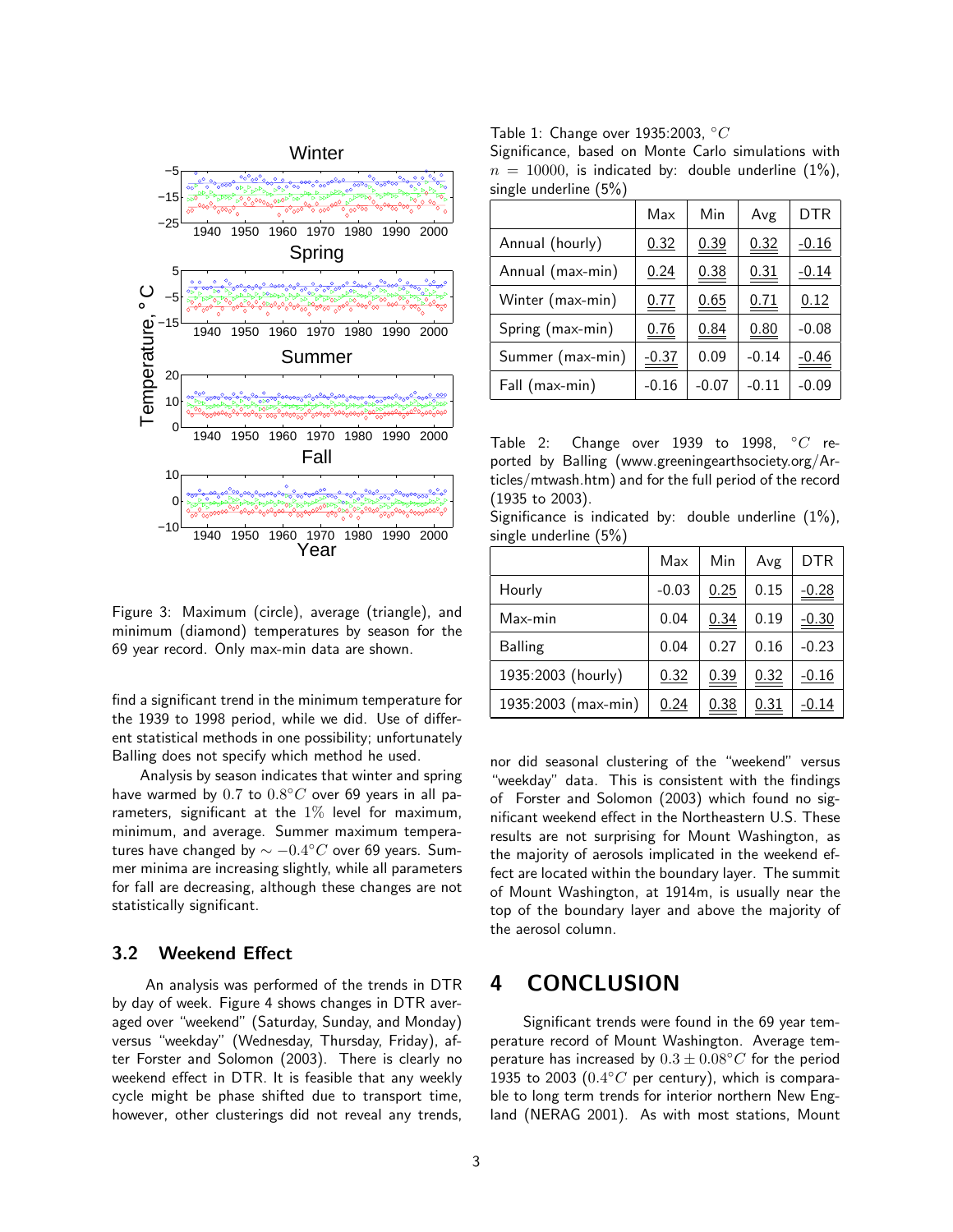Figure 3: Maximum (circle), average (triangle), and minimum (diamond) temperatures by season for the 69 year record. Only max-min data are shown.

find a significant trend in the minimum temperature for the 1939 to 1998 period, while we did. Use of different statistical methods in one possibility; unfortunately Balling does not specify which method he used.

Analysis by season indicates that winter and spring have warmed by $0.7$ to $0.8°C$ over 69 years in all parameters, significant at the $1\%$ level for maximum, minimum, and average. Summer maximum temperatures have changed by $\sim -0.4°C$ over 69 years. Summer minima are increasing slightly, while all parameters for fall are decreasing, although these changes are not statistically significant.

### 3.2 Weekend Effect

An analysis was performed of the trends in DTR by day of week. Figure 4 shows changes in DTR averaged over "weekend" (Saturday, Sunday, and Monday) versus "weekday" (Wednesday, Thursday, Friday), after Forster and Solomon (2003). There is clearly no weekend effect in DTR. It is feasible that any weekly cycle might be phase shifted due to transport time, however, other clusterings did not reveal any trends, nor did seasonal clustering of the "weekend" versus "weekday" data. This is consistent with the findings of Forster and Solomon (2003) which found no significant weekend effect in the Northeastern U.S. These results are not surprising for Mount Washington, as the majority of aerosols implicated in the weekend effect are located within the boundary layer. The summit of Mount Washington, at 1914m, is usually near the top of the boundary layer and above the majority of the aerosol column.

Table 1: Change over 1935:2003, $°C$
Significance, based on Monte Carlo simulations with $n = 10000$, is indicated by: double underline (1%), single underline (5%)

| | Max | Min | Avg | DTR |
|---|---|---|---|---|
| Annual (hourly) | 0.32 | 0.39 | 0.32 | -0.16 |
| Annual (max-min) | 0.24 | 0.38 | 0.31 | -0.14 |
| Winter (max-min) | 0.77 | 0.65 | 0.71 | 0.12 |
| Spring (max-min) | 0.76 | 0.84 | 0.80 | -0.08 |
| Summer (max-min) | -0.37 | 0.09 | -0.14 | -0.46 |
| Fall (max-min) | -0.16 | -0.07 | -0.11 | -0.09 |

Table 2: Change over 1939 to 1998, $°C$ reported by Balling (www.greeningearthsociety.org/Articles/mtwash.htm) and for the full period of the record (1935 to 2003).
Significance is indicated by: double underline (1%), single underline (5%)

| | Max | Min | Avg | DTR |
|---|---|---|---|---|
| Hourly | -0.03 | 0.25 | 0.15 | -0.28 |
| Max-min | 0.04 | 0.34 | 0.19 | -0.30 |
| Balling | 0.04 | 0.27 | 0.16 | -0.23 |
| 1935:2003 (hourly) | 0.32 | 0.39 | 0.32 | -0.16 |
| 1935:2003 (max-min) | 0.24 | 0.38 | 0.31 | -0.14 |

## 4 CONCLUSION

Significant trends were found in the 69 year temperature record of Mount Washington. Average temperature has increased by $0.3 \pm 0.08°C$ for the period 1935 to 2003 ($0.4°C$ per century), which is comparable to long term trends for interior northern New England (NERAG 2001). As with most stations, Mount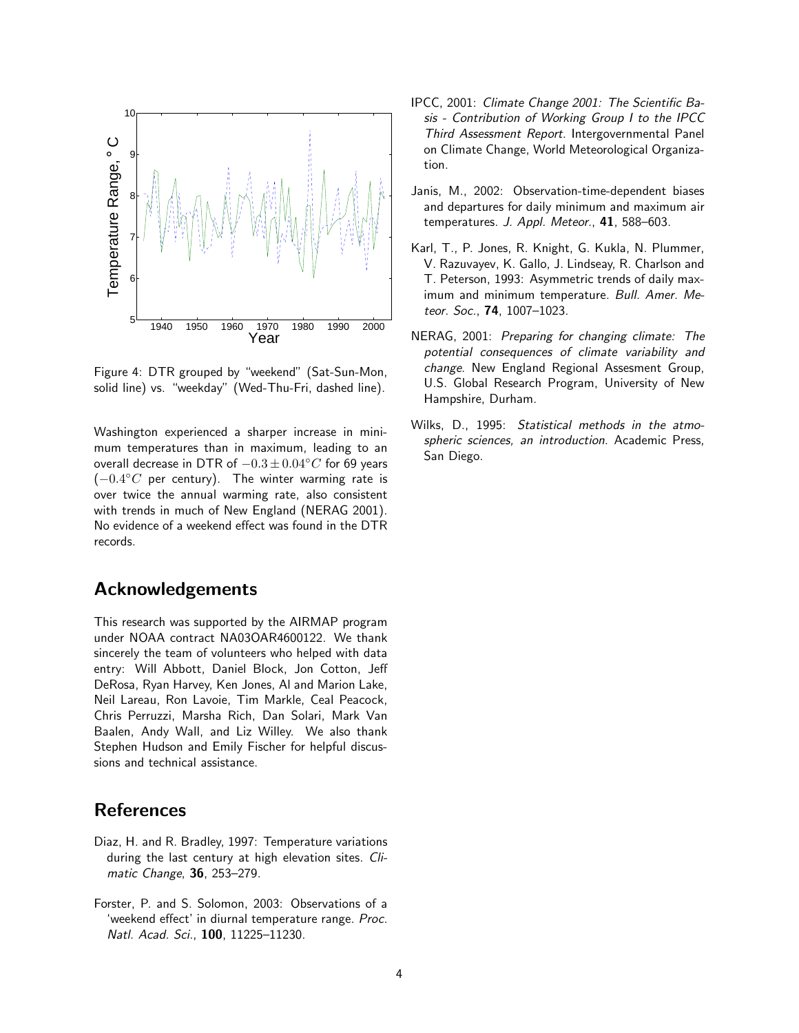Temperature Range, ° C

10
9
8
7
6
5

1940 1950 1960 1970 1980 1990 2000

Year

Figure 4: DTR grouped by "weekend" (Sat-Sun-Mon, solid line) vs. "weekday" (Wed-Thu-Fri, dashed line).

Washington experienced a sharper increase in minimum temperatures than in maximum, leading to an overall decrease in DTR of $-0.3 \pm 0.04°C$ for 69 years ($-0.4°C$ per century). The winter warming rate is over twice the annual warming rate, also consistent with trends in much of New England (NERAG 2001). No evidence of a weekend effect was found in the DTR records.

## Acknowledgements

This research was supported by the AIRMAP program under NOAA contract NA03OAR4600122. We thank sincerely the team of volunteers who helped with data entry: Will Abbott, Daniel Block, Jon Cotton, Jeff DeRosa, Ryan Harvey, Ken Jones, Al and Marion Lake, Neil Lareau, Ron Lavoie, Tim Markle, Ceal Peacock, Chris Perruzzi, Marsha Rich, Dan Solari, Mark Van Baalen, Andy Wall, and Liz Willey. We also thank Stephen Hudson and Emily Fischer for helpful discussions and technical assistance.

## References

Diaz, H. and R. Bradley, 1997: Temperature variations during the last century at high elevation sites. *Climatic Change*, **36**, 253–279.

Forster, P. and S. Solomon, 2003: Observations of a 'weekend effect' in diurnal temperature range. *Proc. Natl. Acad. Sci.*, **100**, 11225–11230.

IPCC, 2001: *Climate Change 2001: The Scientific Basis - Contribution of Working Group I to the IPCC Third Assessment Report*. Intergovernmental Panel on Climate Change, World Meteorological Organization.

Janis, M., 2002: Observation-time-dependent biases and departures for daily minimum and maximum air temperatures. *J. Appl. Meteor.*, **41**, 588–603.

Karl, T., P. Jones, R. Knight, G. Kukla, N. Plummer, V. Razuvayev, K. Gallo, J. Lindseay, R. Charlson and T. Peterson, 1993: Asymmetric trends of daily maximum and minimum temperature. *Bull. Amer. Meteor. Soc.*, **74**, 1007–1023.

NERAG, 2001: *Preparing for changing climate: The potential consequences of climate variability and change*. New England Regional Assesment Group, U.S. Global Research Program, University of New Hampshire, Durham.

Wilks, D., 1995: *Statistical methods in the atmospheric sciences, an introduction*. Academic Press, San Diego.